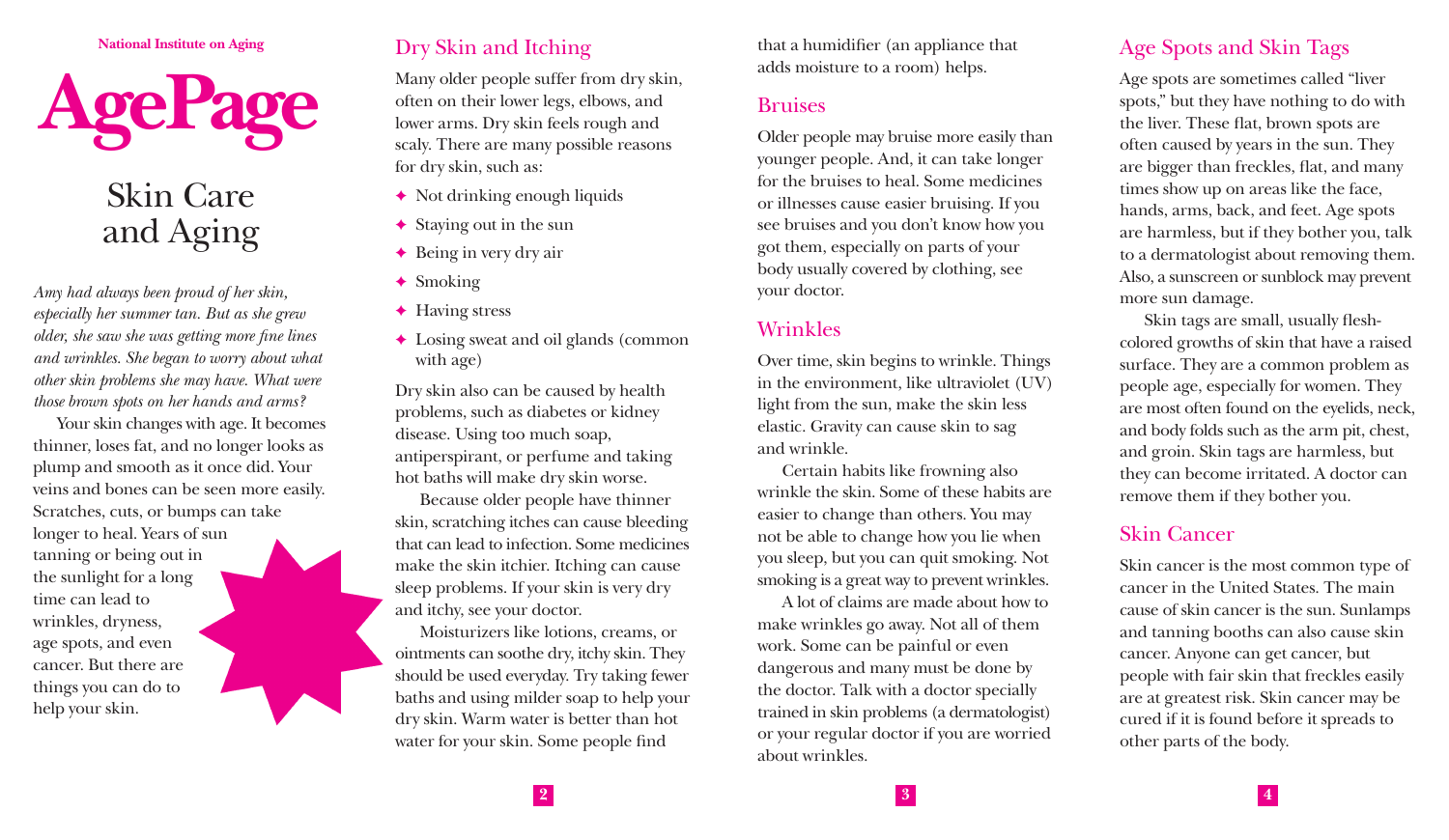National Institute on Aging

# AgePage

## Skin Care and Aging

*Amy had always been proud of her skin, especially her summer tan. But as she grew older, she saw she was getting more fine lines and wrinkles. She began to worry about what other skin problems she may have. What were those brown spots on her hands and arms?*

Your skin changes with age. It becomes thinner, loses fat, and no longer looks as plump and smooth as it once did. Your veins and bones can be seen more easily. Scratches, cuts, or bumps can take longer to heal. Years of sun tanning or being out in the sunlight for a long time can lead to wrinkles, dryness, age spots, and even cancer. But there are things you can do to help your skin.

### Dry Skin and Itching

Many older people suffer from dry skin, often on their lower legs, elbows, and lower arms. Dry skin feels rough and scaly. There are many possible reasons for dry skin, such as:

- Not drinking enough liquids
- Staying out in the sun
- Being in very dry air
- Smoking
- Having stress
- Losing sweat and oil glands (common with age)

Dry skin also can be caused by health problems, such as diabetes or kidney disease. Using too much soap, antiperspirant, or perfume and taking hot baths will make dry skin worse.

Because older people have thinner skin, scratching itches can cause bleeding that can lead to infection. Some medicines make the skin itchier. Itching can cause sleep problems. If your skin is very dry and itchy, see your doctor.

Moisturizers like lotions, creams, or ointments can soothe dry, itchy skin. They should be used everyday. Try taking fewer baths and using milder soap to help your dry skin. Warm water is better than hot water for your skin. Some people find that a humidifier (an appliance that adds moisture to a room) helps.

### Bruises

Older people may bruise more easily than younger people. And, it can take longer for the bruises to heal. Some medicines or illnesses cause easier bruising. If you see bruises and you don't know how you got them, especially on parts of your body usually covered by clothing, see your doctor.

### Wrinkles

Over time, skin begins to wrinkle. Things in the environment, like ultraviolet (UV) light from the sun, make the skin less elastic. Gravity can cause skin to sag and wrinkle.

Certain habits like frowning also wrinkle the skin. Some of these habits are easier to change than others. You may not be able to change how you lie when you sleep, but you can quit smoking. Not smoking is a great way to prevent wrinkles.

A lot of claims are made about how to make wrinkles go away. Not all of them work. Some can be painful or even dangerous and many must be done by the doctor. Talk with a doctor specially trained in skin problems (a dermatologist) or your regular doctor if you are worried about wrinkles.

### Age Spots and Skin Tags

Age spots are sometimes called "liver spots," but they have nothing to do with the liver. These flat, brown spots are often caused by years in the sun. They are bigger than freckles, flat, and many times show up on areas like the face, hands, arms, back, and feet. Age spots are harmless, but if they bother you, talk to a dermatologist about removing them. Also, a sunscreen or sunblock may prevent more sun damage.

Skin tags are small, usually flesh-colored growths of skin that have a raised surface. They are a common problem as people age, especially for women. They are most often found on the eyelids, neck, and body folds such as the arm pit, chest, and groin. Skin tags are harmless, but they can become irritated. A doctor can remove them if they bother you.

### Skin Cancer

Skin cancer is the most common type of cancer in the United States. The main cause of skin cancer is the sun. Sunlamps and tanning booths can also cause skin cancer. Anyone can get cancer, but people with fair skin that freckles easily are at greatest risk. Skin cancer may be cured if it is found before it spreads to other parts of the body.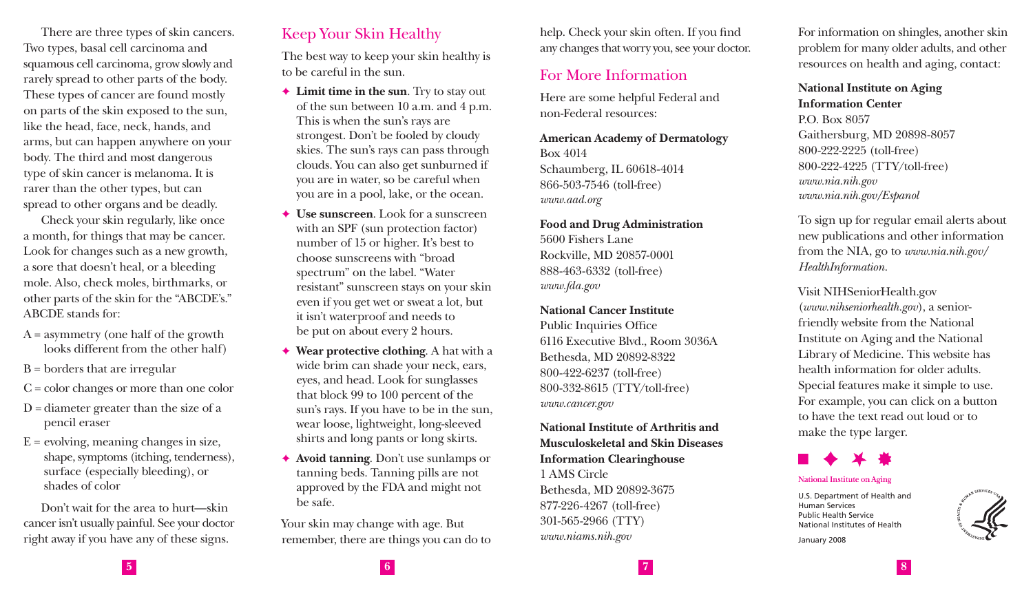There are three types of skin cancers. Two types, basal cell carcinoma and squamous cell carcinoma, grow slowly and rarely spread to other parts of the body. These types of cancer are found mostly on parts of the skin exposed to the sun, like the head, face, neck, hands, and arms, but can happen anywhere on your body. The third and most dangerous type of skin cancer is melanoma. It is rarer than the other types, but can spread to other organs and be deadly.

Check your skin regularly, like once a month, for things that may be cancer. Look for changes such as a new growth, a sore that doesn't heal, or a bleeding mole. Also, check moles, birthmarks, or other parts of the skin for the "ABCDE's." ABCDE stands for:

A = asymmetry (one half of the growth looks different from the other half)

B = borders that are irregular

C = color changes or more than one color

D = diameter greater than the size of a pencil eraser

E = evolving, meaning changes in size, shape, symptoms (itching, tenderness), surface (especially bleeding), or shades of color

Don't wait for the area to hurt—skin cancer isn't usually painful. See your doctor right away if you have any of these signs.

## Keep Your Skin Healthy

The best way to keep your skin healthy is to be careful in the sun.

- **Limit time in the sun**. Try to stay out of the sun between 10 a.m. and 4 p.m. This is when the sun's rays are strongest. Don't be fooled by cloudy skies. The sun's rays can pass through clouds. You can also get sunburned if you are in water, so be careful when you are in a pool, lake, or the ocean.
- **Use sunscreen**. Look for a sunscreen with an SPF (sun protection factor) number of 15 or higher. It's best to choose sunscreens with "broad spectrum" on the label. "Water resistant" sunscreen stays on your skin even if you get wet or sweat a lot, but it isn't waterproof and needs to be put on about every 2 hours.
- **Wear protective clothing**. A hat with a wide brim can shade your neck, ears, eyes, and head. Look for sunglasses that block 99 to 100 percent of the sun's rays. If you have to be in the sun, wear loose, lightweight, long-sleeved shirts and long pants or long skirts.
- **Avoid tanning**. Don't use sunlamps or tanning beds. Tanning pills are not approved by the FDA and might not be safe.

Your skin may change with age. But remember, there are things you can do to help. Check your skin often. If you find any changes that worry you, see your doctor.

## For More Information

Here are some helpful Federal and non-Federal resources:

**American Academy of Dermatology**
Box 4014
Schaumberg, IL 60618-4014
866-503-7546 (toll-free)
*www.aad.org*

**Food and Drug Administration**
5600 Fishers Lane
Rockville, MD 20857-0001
888-463-6332 (toll-free)
*www.fda.gov*

**National Cancer Institute**
Public Inquiries Office
6116 Executive Blvd., Room 3036A
Bethesda, MD 20892-8322
800-422-6237 (toll-free)
800-332-8615 (TTY/toll-free)
*www.cancer.gov*

**National Institute of Arthritis and Musculoskeletal and Skin Diseases Information Clearinghouse**
1 AMS Circle
Bethesda, MD 20892-3675
877-226-4267 (toll-free)
301-565-2966 (TTY)
*www.niams.nih.gov*

For information on shingles, another skin problem for many older adults, and other resources on health and aging, contact:

**National Institute on Aging Information Center**
P.O. Box 8057
Gaithersburg, MD 20898-8057
800-222-2225 (toll-free)
800-222-4225 (TTY/toll-free)
*www.nia.nih.gov*
*www.nia.nih.gov/Espanol*

To sign up for regular email alerts about new publications and other information from the NIA, go to *www.nia.nih.gov/HealthInformation*.

Visit NIHSeniorHealth.gov (*www.nihseniorhealth.gov*), a senior-friendly website from the National Institute on Aging and the National Library of Medicine. This website has health information for older adults. Special features make it simple to use. For example, you can click on a button to have the text read out loud or to make the type larger.

National Institute on Aging

U.S. Department of Health and Human Services
Public Health Service
National Institutes of Health

January 2008